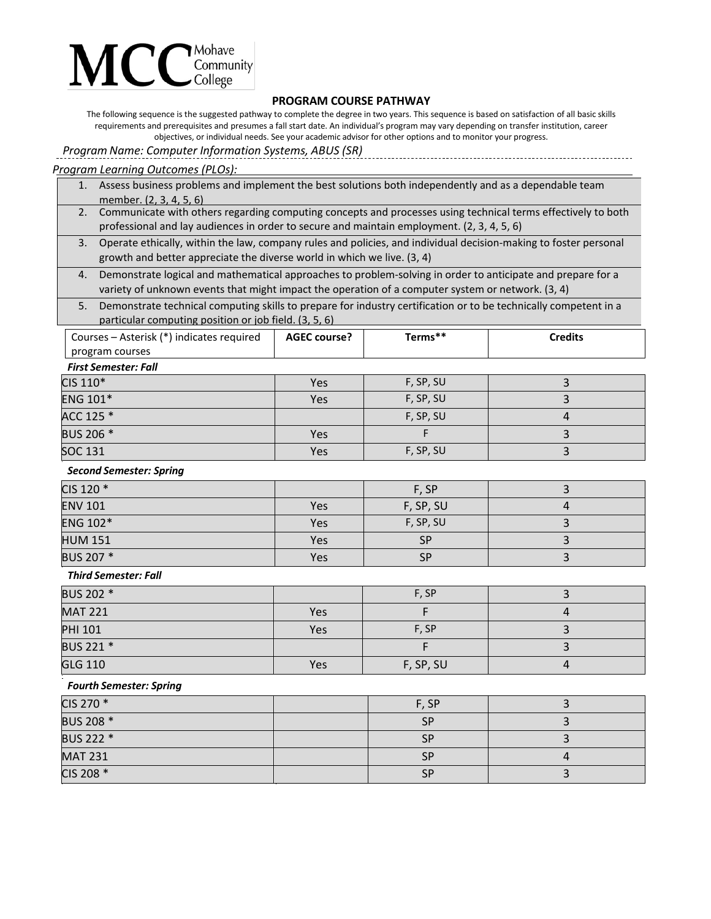MCC Mohave Community College

## PROGRAM COURSE PATHWAY

The following sequence is the suggested pathway to complete the degree in two years. This sequence is based on satisfaction of all basic skills requirements and prerequisites and presumes a fall start date. An individual's program may vary depending on transfer institution, career objectives, or individual needs. See your academic advisor for other options and to monitor your progress.

*Program Name: Computer Information Systems, ABUS (SR)*

*Program Learning Outcomes (PLOs):*

1. Assess business problems and implement the best solutions both independently and as a dependable team member. (2, 3, 4, 5, 6)
2. Communicate with others regarding computing concepts and processes using technical terms effectively to both professional and lay audiences in order to secure and maintain employment. (2, 3, 4, 5, 6)
3. Operate ethically, within the law, company rules and policies, and individual decision-making to foster personal growth and better appreciate the diverse world in which we live. (3, 4)
4. Demonstrate logical and mathematical approaches to problem-solving in order to anticipate and prepare for a variety of unknown events that might impact the operation of a computer system or network. (3, 4)
5. Demonstrate technical computing skills to prepare for industry certification or to be technically competent in a particular computing position or job field. (3, 5, 6)

| Courses – Asterisk (*) indicates required program courses | AGEC course? | Terms** | Credits |
|---|---|---|---|
| ***First Semester: Fall*** | | | |
| CIS 110* | Yes | F, SP, SU | 3 |
| ENG 101* | Yes | F, SP, SU | 3 |
| ACC 125 * | | F, SP, SU | 4 |
| BUS 206 * | Yes | F | 3 |
| SOC 131 | Yes | F, SP, SU | 3 |
| ***Second Semester: Spring*** | | | |
| CIS 120 * | | F, SP | 3 |
| ENV 101 | Yes | F, SP, SU | 4 |
| ENG 102* | Yes | F, SP, SU | 3 |
| HUM 151 | Yes | SP | 3 |
| BUS 207 * | Yes | SP | 3 |
| ***Third Semester: Fall*** | | | |
| BUS 202 * | | F, SP | 3 |
| MAT 221 | Yes | F | 4 |
| PHI 101 | Yes | F, SP | 3 |
| BUS 221 * | | F | 3 |
| GLG 110 | Yes | F, SP, SU | 4 |
| ***Fourth Semester: Spring*** | | | |
| CIS 270 * | | F, SP | 3 |
| BUS 208 * | | SP | 3 |
| BUS 222 * | | SP | 3 |
| MAT 231 | | SP | 4 |
| CIS 208 * | | SP | 3 |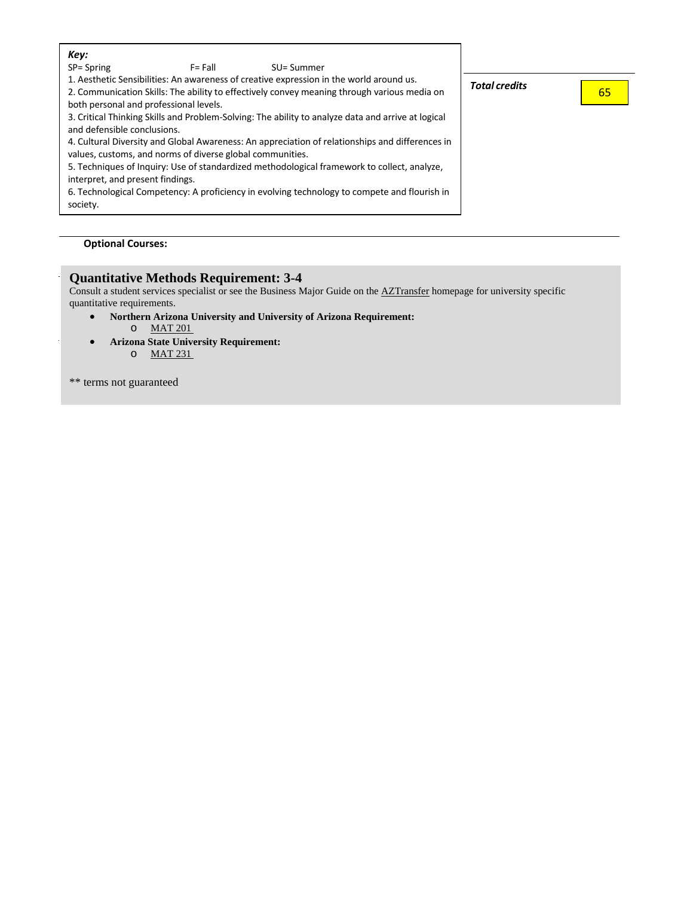***Key:***

SP= Spring F= Fall SU= Summer

1. Aesthetic Sensibilities: An awareness of creative expression in the world around us.
2. Communication Skills: The ability to effectively convey meaning through various media on both personal and professional levels.
3. Critical Thinking Skills and Problem-Solving: The ability to analyze data and arrive at logical and defensible conclusions.
4. Cultural Diversity and Global Awareness: An appreciation of relationships and differences in values, customs, and norms of diverse global communities.
5. Techniques of Inquiry: Use of standardized methodological framework to collect, analyze, interpret, and present findings.
6. Technological Competency: A proficiency in evolving technology to compete and flourish in society.

***Total credits*** 65

**Optional Courses:**

## Quantitative Methods Requirement: 3-4

Consult a student services specialist or see the Business Major Guide on the AZTransfer homepage for university specific quantitative requirements.

- **Northern Arizona University and University of Arizona Requirement:**
  - MAT 201
- **Arizona State University Requirement:**
  - MAT 231

** terms not guaranteed